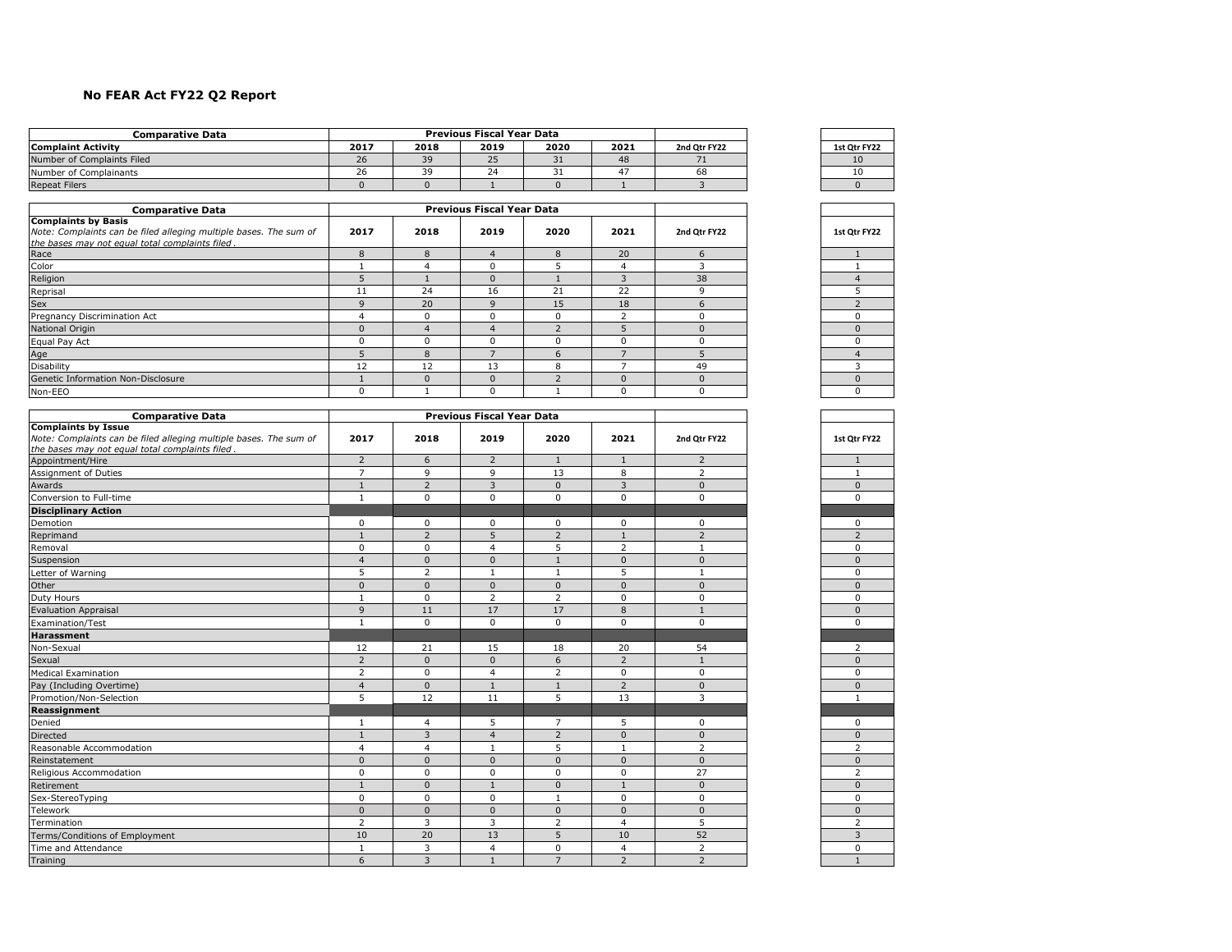# No FEAR Act FY22 Q2 Report

| Comparative Data | Previous Fiscal Year Data | | | | | | |
|---|---|---|---|---|---|---|---|
| **Complaint Activity** | **2017** | **2018** | **2019** | **2020** | **2021** | **2nd Qtr FY22** | **1st Qtr FY22** |
| Number of Complaints Filed | 26 | 39 | 25 | 31 | 48 | 71 | 10 |
| Number of Complainants | 26 | 39 | 24 | 31 | 47 | 68 | 10 |
| Repeat Filers | 0 | 0 | 1 | 0 | 1 | 3 | 0 |

| Comparative Data | Previous Fiscal Year Data | | | | | | |
|---|---|---|---|---|---|---|---|
| **Complaints by Basis** *Note: Complaints can be filed alleging multiple bases. The sum of the bases may not equal total complaints filed.* | **2017** | **2018** | **2019** | **2020** | **2021** | **2nd Qtr FY22** | **1st Qtr FY22** |
| Race | 8 | 8 | 4 | 8 | 20 | 6 | 1 |
| Color | 1 | 4 | 0 | 5 | 4 | 3 | 1 |
| Religion | 5 | 1 | 0 | 1 | 3 | 38 | 4 |
| Reprisal | 11 | 24 | 16 | 21 | 22 | 9 | 5 |
| Sex | 9 | 20 | 9 | 15 | 18 | 6 | 2 |
| Pregnancy Discrimination Act | 4 | 0 | 0 | 0 | 2 | 0 | 0 |
| National Origin | 0 | 4 | 4 | 2 | 5 | 0 | 0 |
| Equal Pay Act | 0 | 0 | 0 | 0 | 0 | 0 | 0 |
| Age | 5 | 8 | 7 | 6 | 7 | 5 | 4 |
| Disability | 12 | 12 | 13 | 8 | 7 | 49 | 3 |
| Genetic Information Non-Disclosure | 1 | 0 | 0 | 2 | 0 | 0 | 0 |
| Non-EEO | 0 | 1 | 0 | 1 | 0 | 0 | 0 |

| Comparative Data | Previous Fiscal Year Data | | | | | | |
|---|---|---|---|---|---|---|---|
| **Complaints by Issue** *Note: Complaints can be filed alleging multiple bases. The sum of the bases may not equal total complaints filed.* | **2017** | **2018** | **2019** | **2020** | **2021** | **2nd Qtr FY22** | **1st Qtr FY22** |
| Appointment/Hire | 2 | 6 | 2 | 1 | 1 | 2 | 1 |
| Assignment of Duties | 7 | 9 | 9 | 13 | 8 | 2 | 1 |
| Awards | 1 | 2 | 3 | 0 | 3 | 0 | 0 |
| Conversion to Full-time | 1 | 0 | 0 | 0 | 0 | 0 | 0 |
| **Disciplinary Action** | | | | | | | |
| Demotion | 0 | 0 | 0 | 0 | 0 | 0 | 0 |
| Reprimand | 1 | 2 | 5 | 2 | 1 | 2 | 2 |
| Removal | 0 | 0 | 4 | 5 | 2 | 1 | 0 |
| Suspension | 4 | 0 | 0 | 1 | 0 | 0 | 0 |
| Letter of Warning | 5 | 2 | 1 | 1 | 5 | 1 | 0 |
| Other | 0 | 0 | 0 | 0 | 0 | 0 | 0 |
| Duty Hours | 1 | 0 | 2 | 2 | 0 | 0 | 0 |
| Evaluation Appraisal | 9 | 11 | 17 | 17 | 8 | 1 | 0 |
| Examination/Test | 1 | 0 | 0 | 0 | 0 | 0 | 0 |
| **Harassment** | | | | | | | |
| Non-Sexual | 12 | 21 | 15 | 18 | 20 | 54 | 2 |
| Sexual | 2 | 0 | 0 | 6 | 2 | 1 | 0 |
| Medical Examination | 2 | 0 | 4 | 2 | 0 | 0 | 0 |
| Pay (Including Overtime) | 4 | 0 | 1 | 1 | 2 | 0 | 0 |
| Promotion/Non-Selection | 5 | 12 | 11 | 5 | 13 | 3 | 1 |
| **Reassignment** | | | | | | | |
| Denied | 1 | 4 | 5 | 7 | 5 | 0 | 0 |
| Directed | 1 | 3 | 4 | 2 | 0 | 0 | 0 |
| Reasonable Accommodation | 4 | 4 | 1 | 5 | 1 | 2 | 2 |
| Reinstatement | 0 | 0 | 0 | 0 | 0 | 0 | 0 |
| Religious Accommodation | 0 | 0 | 0 | 0 | 0 | 27 | 2 |
| Retirement | 1 | 0 | 1 | 0 | 1 | 0 | 0 |
| Sex-StereoTyping | 0 | 0 | 0 | 1 | 0 | 0 | 0 |
| Telework | 0 | 0 | 0 | 0 | 0 | 0 | 0 |
| Termination | 2 | 3 | 3 | 2 | 4 | 5 | 2 |
| Terms/Conditions of Employment | 10 | 20 | 13 | 5 | 10 | 52 | 3 |
| Time and Attendance | 1 | 3 | 4 | 0 | 4 | 2 | 0 |
| Training | 6 | 3 | 1 | 7 | 2 | 2 | 1 |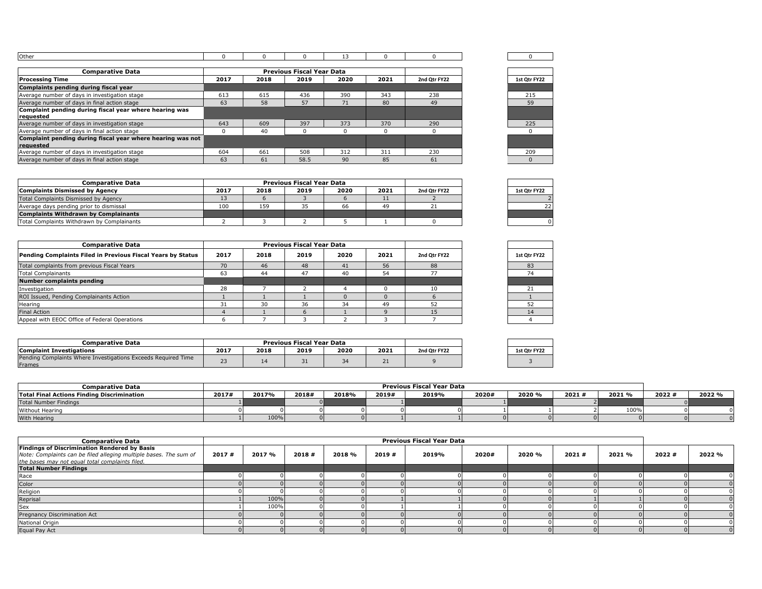| Other | 0 | 0 | 0 | 13 | 0 | 0 | 0 |
|---|---|---|---|---|---|---|---|

| Comparative Data | Previous Fiscal Year Data | | | | | | |
|---|---|---|---|---|---|---|---|
| **Processing Time** | **2017** | **2018** | **2019** | **2020** | **2021** | **2nd Qtr FY22** | **1st Qtr FY22** |
| **Complaints pending during fiscal year** | | | | | | | |
| Average number of days in investigation stage | 613 | 615 | 436 | 390 | 343 | 238 | 215 |
| Average number of days in final action stage | 63 | 58 | 57 | 71 | 80 | 49 | 59 |
| **Complaint pending during fiscal year where hearing was requested** | | | | | | | |
| Average number of days in investigation stage | 643 | 609 | 397 | 373 | 370 | 290 | 225 |
| Average number of days in final action stage | 0 | 40 | 0 | 0 | 0 | 0 | 0 |
| **Complaint pending during fiscal year where hearing was not requested** | | | | | | | |
| Average number of days in investigation stage | 604 | 661 | 508 | 312 | 311 | 230 | 209 |
| Average number of days in final action stage | 63 | 61 | 58.5 | 90 | 85 | 61 | 0 |

| Comparative Data | Previous Fiscal Year Data | | | | | | |
|---|---|---|---|---|---|---|---|
| **Complaints Dismissed by Agency** | **2017** | **2018** | **2019** | **2020** | **2021** | **2nd Qtr FY22** | **1st Qtr FY22** |
| Total Complaints Dismissed by Agency | 13 | 6 | 3 | 6 | 11 | 2 | 2 |
| Average days pending prior to dismissal | 100 | 159 | 35 | 66 | 49 | 21 | 22 |
| **Complaints Withdrawn by Complainants** | | | | | | | |
| Total Complaints Withdrawn by Complainants | 2 | 3 | 2 | 5 | 1 | 0 | 0 |

| Comparative Data | Previous Fiscal Year Data | | | | | | |
|---|---|---|---|---|---|---|---|
| **Pending Complaints Filed in Previous Fiscal Years by Status** | **2017** | **2018** | **2019** | **2020** | **2021** | **2nd Qtr FY22** | **1st Qtr FY22** |
| Total complaints from previous Fiscal Years | 70 | 46 | 48 | 41 | 56 | 88 | 83 |
| Total Complainants | 63 | 44 | 47 | 40 | 54 | 77 | 74 |
| **Number complaints pending** | | | | | | | |
| Investigation | 28 | 7 | 2 | 4 | 0 | 10 | 21 |
| ROI Issued, Pending Complainants Action | 1 | 1 | 1 | 0 | 0 | 6 | 1 |
| Hearing | 31 | 30 | 36 | 34 | 49 | 52 | 52 |
| Final Action | 4 | 1 | 6 | 1 | 9 | 15 | 14 |
| Appeal with EEOC Office of Federal Operations | 6 | 7 | 3 | 2 | 3 | 7 | 4 |

| Comparative Data | Previous Fiscal Year Data | | | | | | |
|---|---|---|---|---|---|---|---|
| **Complaint Investigations** | **2017** | **2018** | **2019** | **2020** | **2021** | **2nd Qtr FY22** | **1st Qtr FY22** |
| Pending Complaints Where Investigations Exceeds Required Time Frames | 23 | 14 | 31 | 34 | 21 | 9 | 3 |

| Comparative Data | Previous Fiscal Year Data | | | | | | | | | | | |
|---|---|---|---|---|---|---|---|---|---|---|---|---|
| **Total Final Actions Finding Discrimination** | **2017#** | **2017%** | **2018#** | **2018%** | **2019#** | **2019%** | **2020#** | **2020 %** | **2021 #** | **2021 %** | **2022 #** | **2022 %** |
| Total Number Findings | 1 | | 0 | | 1 | | 1 | | 2 | | 0 | |
| Without Hearing | 0 | 0 | 0 | 0 | 0 | 0 | 1 | 1 | 2 | 100% | 0 | 0 |
| With Hearing | 1 | 100% | 0 | 0 | 1 | 1 | 0 | 0 | 0 | 0 | 0 | 0 |

| Comparative Data | Previous Fiscal Year Data | | | | | | | | | | | |
|---|---|---|---|---|---|---|---|---|---|---|---|---|
| **Findings of Discrimination Rendered by Basis** *Note: Complaints can be filed alleging multiple bases. The sum of the bases may not equal total complaints filed.* | **2017 #** | **2017 %** | **2018 #** | **2018 %** | **2019 #** | **2019%** | **2020#** | **2020 %** | **2021 #** | **2021 %** | **2022 #** | **2022 %** |
| **Total Number Findings** | | | | | | | | | | | | |
| Race | 0 | 0 | 0 | 0 | 0 | 0 | 0 | 0 | 0 | 0 | 0 | 0 |
| Color | 0 | 0 | 0 | 0 | 0 | 0 | 0 | 0 | 0 | 0 | 0 | 0 |
| Religion | 0 | 0 | 0 | 0 | 0 | 0 | 0 | 0 | 0 | 0 | 0 | 0 |
| Reprisal | 1 | 100% | 0 | 0 | 1 | 1 | 0 | 0 | 1 | 1 | 0 | 0 |
| Sex | 1 | 100% | 0 | 0 | 1 | 1 | 0 | 0 | 0 | 0 | 0 | 0 |
| Pregnancy Discrimination Act | 0 | 0 | 0 | 0 | 0 | 0 | 0 | 0 | 0 | 0 | 0 | 0 |
| National Origin | 0 | 0 | 0 | 0 | 0 | 0 | 0 | 0 | 0 | 0 | 0 | 0 |
| Equal Pay Act | 0 | 0 | 0 | 0 | 0 | 0 | 0 | 0 | 0 | 0 | 0 | 0 |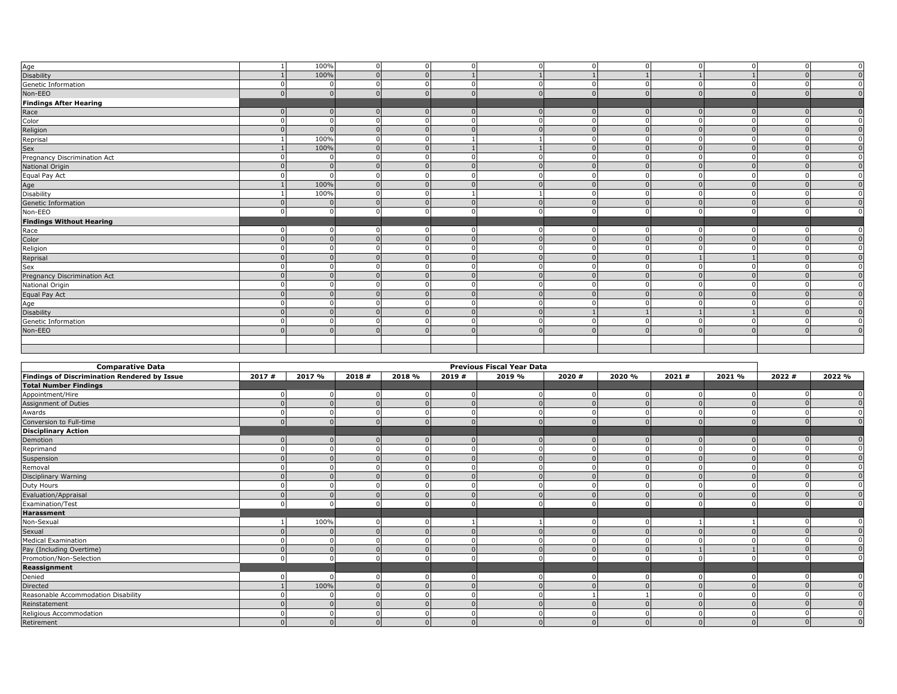| | | | | | | | | | | | | |
|---|---|---|---|---|---|---|---|---|---|---|---|---|
| Age | 1 | 100% | 0 | 0 | 0 | 0 | 0 | 0 | 0 | 0 | 0 | 0 |
| Disability | 1 | 100% | 0 | 0 | 1 | 1 | 1 | 1 | 1 | 1 | 0 | 0 |
| Genetic Information | 0 | 0 | 0 | 0 | 0 | 0 | 0 | 0 | 0 | 0 | 0 | 0 |
| Non-EEO | 0 | 0 | 0 | 0 | 0 | 0 | 0 | 0 | 0 | 0 | 0 | 0 |
| **Findings After Hearing** | | | | | | | | | | | | |
| Race | 0 | 0 | 0 | 0 | 0 | 0 | 0 | 0 | 0 | 0 | 0 | 0 |
| Color | 0 | 0 | 0 | 0 | 0 | 0 | 0 | 0 | 0 | 0 | 0 | 0 |
| Religion | 0 | 0 | 0 | 0 | 0 | 0 | 0 | 0 | 0 | 0 | 0 | 0 |
| Reprisal | 1 | 100% | 0 | 0 | 1 | 1 | 0 | 0 | 0 | 0 | 0 | 0 |
| Sex | 1 | 100% | 0 | 0 | 1 | 1 | 0 | 0 | 0 | 0 | 0 | 0 |
| Pregnancy Discrimination Act | 0 | 0 | 0 | 0 | 0 | 0 | 0 | 0 | 0 | 0 | 0 | 0 |
| National Origin | 0 | 0 | 0 | 0 | 0 | 0 | 0 | 0 | 0 | 0 | 0 | 0 |
| Equal Pay Act | 0 | 0 | 0 | 0 | 0 | 0 | 0 | 0 | 0 | 0 | 0 | 0 |
| Age | 1 | 100% | 0 | 0 | 0 | 0 | 0 | 0 | 0 | 0 | 0 | 0 |
| Disability | 1 | 100% | 0 | 0 | 1 | 1 | 0 | 0 | 0 | 0 | 0 | 0 |
| Genetic Information | 0 | 0 | 0 | 0 | 0 | 0 | 0 | 0 | 0 | 0 | 0 | 0 |
| Non-EEO | 0 | 0 | 0 | 0 | 0 | 0 | 0 | 0 | 0 | 0 | 0 | 0 |
| **Findings Without Hearing** | | | | | | | | | | | | |
| Race | 0 | 0 | 0 | 0 | 0 | 0 | 0 | 0 | 0 | 0 | 0 | 0 |
| Color | 0 | 0 | 0 | 0 | 0 | 0 | 0 | 0 | 0 | 0 | 0 | 0 |
| Religion | 0 | 0 | 0 | 0 | 0 | 0 | 0 | 0 | 0 | 0 | 0 | 0 |
| Reprisal | 0 | 0 | 0 | 0 | 0 | 0 | 0 | 0 | 1 | 1 | 0 | 0 |
| Sex | 0 | 0 | 0 | 0 | 0 | 0 | 0 | 0 | 0 | 0 | 0 | 0 |
| Pregnancy Discrimination Act | 0 | 0 | 0 | 0 | 0 | 0 | 0 | 0 | 0 | 0 | 0 | 0 |
| National Origin | 0 | 0 | 0 | 0 | 0 | 0 | 0 | 0 | 0 | 0 | 0 | 0 |
| Equal Pay Act | 0 | 0 | 0 | 0 | 0 | 0 | 0 | 0 | 0 | 0 | 0 | 0 |
| Age | 0 | 0 | 0 | 0 | 0 | 0 | 0 | 0 | 0 | 0 | 0 | 0 |
| Disability | 0 | 0 | 0 | 0 | 0 | 0 | 1 | 1 | 1 | 1 | 0 | 0 |
| Genetic Information | 0 | 0 | 0 | 0 | 0 | 0 | 0 | 0 | 0 | 0 | 0 | 0 |
| Non-EEO | 0 | 0 | 0 | 0 | 0 | 0 | 0 | 0 | 0 | 0 | 0 | 0 |

| Comparative Data | Previous Fiscal Year Data | | | | | | | | | | | |
|---|---|---|---|---|---|---|---|---|---|---|---|---|
| **Findings of Discrimination Rendered by Issue** | **2017 #** | **2017 %** | **2018 #** | **2018 %** | **2019 #** | **2019 %** | **2020 #** | **2020 %** | **2021 #** | **2021 %** | **2022 #** | **2022 %** |
| **Total Number Findings** | | | | | | | | | | | | |
| Appointment/Hire | 0 | 0 | 0 | 0 | 0 | 0 | 0 | 0 | 0 | 0 | 0 | 0 |
| Assignment of Duties | 0 | 0 | 0 | 0 | 0 | 0 | 0 | 0 | 0 | 0 | 0 | 0 |
| Awards | 0 | 0 | 0 | 0 | 0 | 0 | 0 | 0 | 0 | 0 | 0 | 0 |
| Conversion to Full-time | 0 | 0 | 0 | 0 | 0 | 0 | 0 | 0 | 0 | 0 | 0 | 0 |
| **Disciplinary Action** | | | | | | | | | | | | |
| Demotion | 0 | 0 | 0 | 0 | 0 | 0 | 0 | 0 | 0 | 0 | 0 | 0 |
| Reprimand | 0 | 0 | 0 | 0 | 0 | 0 | 0 | 0 | 0 | 0 | 0 | 0 |
| Suspension | 0 | 0 | 0 | 0 | 0 | 0 | 0 | 0 | 0 | 0 | 0 | 0 |
| Removal | 0 | 0 | 0 | 0 | 0 | 0 | 0 | 0 | 0 | 0 | 0 | 0 |
| Disciplinary Warning | 0 | 0 | 0 | 0 | 0 | 0 | 0 | 0 | 0 | 0 | 0 | 0 |
| Duty Hours | 0 | 0 | 0 | 0 | 0 | 0 | 0 | 0 | 0 | 0 | 0 | 0 |
| Evaluation/Appraisal | 0 | 0 | 0 | 0 | 0 | 0 | 0 | 0 | 0 | 0 | 0 | 0 |
| Examination/Test | 0 | 0 | 0 | 0 | 0 | 0 | 0 | 0 | 0 | 0 | 0 | 0 |
| **Harassment** | | | | | | | | | | | | |
| Non-Sexual | 1 | 100% | 0 | 0 | 1 | 1 | 0 | 0 | 1 | 1 | 0 | 0 |
| Sexual | 0 | 0 | 0 | 0 | 0 | 0 | 0 | 0 | 0 | 0 | 0 | 0 |
| Medical Examination | 0 | 0 | 0 | 0 | 0 | 0 | 0 | 0 | 0 | 0 | 0 | 0 |
| Pay (Including Overtime) | 0 | 0 | 0 | 0 | 0 | 0 | 0 | 0 | 1 | 1 | 0 | 0 |
| Promotion/Non-Selection | 0 | 0 | 0 | 0 | 0 | 0 | 0 | 0 | 0 | 0 | 0 | 0 |
| **Reassignment** | | | | | | | | | | | | |
| Denied | 0 | 0 | 0 | 0 | 0 | 0 | 0 | 0 | 0 | 0 | 0 | 0 |
| Directed | 1 | 100% | 0 | 0 | 0 | 0 | 0 | 0 | 0 | 0 | 0 | 0 |
| Reasonable Accommodation Disability | 0 | 0 | 0 | 0 | 0 | 0 | 1 | 1 | 0 | 0 | 0 | 0 |
| Reinstatement | 0 | 0 | 0 | 0 | 0 | 0 | 0 | 0 | 0 | 0 | 0 | 0 |
| Religious Accommodation | 0 | 0 | 0 | 0 | 0 | 0 | 0 | 0 | 0 | 0 | 0 | 0 |
| Retirement | 0 | 0 | 0 | 0 | 0 | 0 | 0 | 0 | 0 | 0 | 0 | 0 |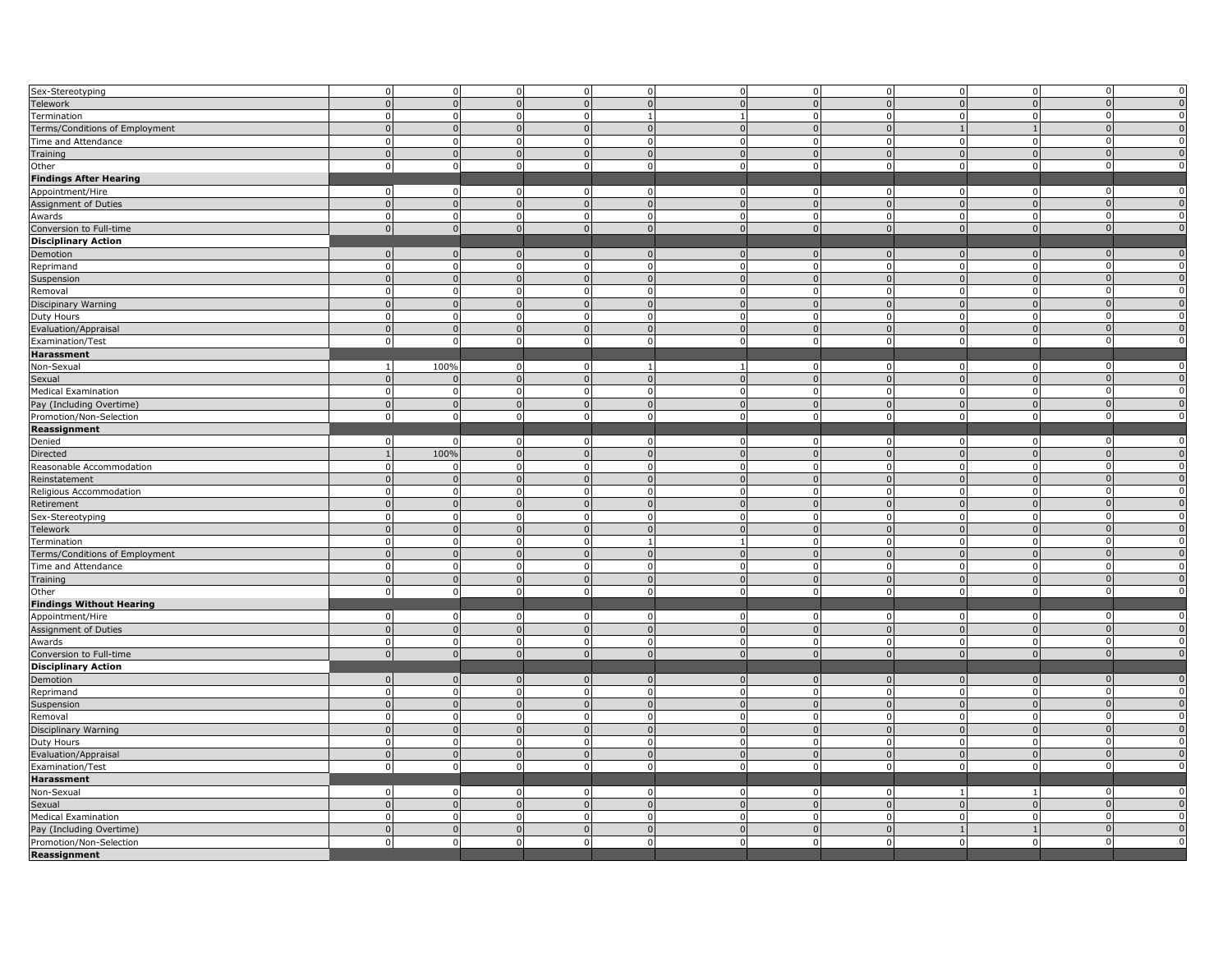| | | | | | | | | | | | | |
|---|---|---|---|---|---|---|---|---|---|---|---|---|
| Sex-Stereotyping | 0 | 0 | 0 | 0 | 0 | 0 | 0 | 0 | 0 | 0 | 0 | 0 |
| Telework | 0 | 0 | 0 | 0 | 0 | 0 | 0 | 0 | 0 | 0 | 0 | 0 |
| Termination | 0 | 0 | 0 | 0 | 1 | 1 | 0 | 0 | 0 | 0 | 0 | 0 |
| Terms/Conditions of Employment | 0 | 0 | 0 | 0 | 0 | 0 | 0 | 0 | 1 | 1 | 0 | 0 |
| Time and Attendance | 0 | 0 | 0 | 0 | 0 | 0 | 0 | 0 | 0 | 0 | 0 | 0 |
| Training | 0 | 0 | 0 | 0 | 0 | 0 | 0 | 0 | 0 | 0 | 0 | 0 |
| Other | 0 | 0 | 0 | 0 | 0 | 0 | 0 | 0 | 0 | 0 | 0 | 0 |
| **Findings After Hearing** | | | | | | | | | | | | |
| Appointment/Hire | 0 | 0 | 0 | 0 | 0 | 0 | 0 | 0 | 0 | 0 | 0 | 0 |
| Assignment of Duties | 0 | 0 | 0 | 0 | 0 | 0 | 0 | 0 | 0 | 0 | 0 | 0 |
| Awards | 0 | 0 | 0 | 0 | 0 | 0 | 0 | 0 | 0 | 0 | 0 | 0 |
| Conversion to Full-time | 0 | 0 | 0 | 0 | 0 | 0 | 0 | 0 | 0 | 0 | 0 | 0 |
| **Disciplinary Action** | | | | | | | | | | | | |
| Demotion | 0 | 0 | 0 | 0 | 0 | 0 | 0 | 0 | 0 | 0 | 0 | 0 |
| Reprimand | 0 | 0 | 0 | 0 | 0 | 0 | 0 | 0 | 0 | 0 | 0 | 0 |
| Suspension | 0 | 0 | 0 | 0 | 0 | 0 | 0 | 0 | 0 | 0 | 0 | 0 |
| Removal | 0 | 0 | 0 | 0 | 0 | 0 | 0 | 0 | 0 | 0 | 0 | 0 |
| Discipinary Warning | 0 | 0 | 0 | 0 | 0 | 0 | 0 | 0 | 0 | 0 | 0 | 0 |
| Duty Hours | 0 | 0 | 0 | 0 | 0 | 0 | 0 | 0 | 0 | 0 | 0 | 0 |
| Evaluation/Appraisal | 0 | 0 | 0 | 0 | 0 | 0 | 0 | 0 | 0 | 0 | 0 | 0 |
| Examination/Test | 0 | 0 | 0 | 0 | 0 | 0 | 0 | 0 | 0 | 0 | 0 | 0 |
| **Harassment** | | | | | | | | | | | | |
| Non-Sexual | 1 | 100% | 0 | 0 | 1 | 1 | 0 | 0 | 0 | 0 | 0 | 0 |
| Sexual | 0 | 0 | 0 | 0 | 0 | 0 | 0 | 0 | 0 | 0 | 0 | 0 |
| Medical Examination | 0 | 0 | 0 | 0 | 0 | 0 | 0 | 0 | 0 | 0 | 0 | 0 |
| Pay (Including Overtime) | 0 | 0 | 0 | 0 | 0 | 0 | 0 | 0 | 0 | 0 | 0 | 0 |
| Promotion/Non-Selection | 0 | 0 | 0 | 0 | 0 | 0 | 0 | 0 | 0 | 0 | 0 | 0 |
| **Reassignment** | | | | | | | | | | | | |
| Denied | 0 | 0 | 0 | 0 | 0 | 0 | 0 | 0 | 0 | 0 | 0 | 0 |
| Directed | 1 | 100% | 0 | 0 | 0 | 0 | 0 | 0 | 0 | 0 | 0 | 0 |
| Reasonable Accommodation | 0 | 0 | 0 | 0 | 0 | 0 | 0 | 0 | 0 | 0 | 0 | 0 |
| Reinstatement | 0 | 0 | 0 | 0 | 0 | 0 | 0 | 0 | 0 | 0 | 0 | 0 |
| Religious Accommodation | 0 | 0 | 0 | 0 | 0 | 0 | 0 | 0 | 0 | 0 | 0 | 0 |
| Retirement | 0 | 0 | 0 | 0 | 0 | 0 | 0 | 0 | 0 | 0 | 0 | 0 |
| Sex-Stereotyping | 0 | 0 | 0 | 0 | 0 | 0 | 0 | 0 | 0 | 0 | 0 | 0 |
| Telework | 0 | 0 | 0 | 0 | 0 | 0 | 0 | 0 | 0 | 0 | 0 | 0 |
| Termination | 0 | 0 | 0 | 0 | 1 | 1 | 0 | 0 | 0 | 0 | 0 | 0 |
| Terms/Conditions of Employment | 0 | 0 | 0 | 0 | 0 | 0 | 0 | 0 | 0 | 0 | 0 | 0 |
| Time and Attendance | 0 | 0 | 0 | 0 | 0 | 0 | 0 | 0 | 0 | 0 | 0 | 0 |
| Training | 0 | 0 | 0 | 0 | 0 | 0 | 0 | 0 | 0 | 0 | 0 | 0 |
| Other | 0 | 0 | 0 | 0 | 0 | 0 | 0 | 0 | 0 | 0 | 0 | 0 |
| **Findings Without Hearing** | | | | | | | | | | | | |
| Appointment/Hire | 0 | 0 | 0 | 0 | 0 | 0 | 0 | 0 | 0 | 0 | 0 | 0 |
| Assignment of Duties | 0 | 0 | 0 | 0 | 0 | 0 | 0 | 0 | 0 | 0 | 0 | 0 |
| Awards | 0 | 0 | 0 | 0 | 0 | 0 | 0 | 0 | 0 | 0 | 0 | 0 |
| Conversion to Full-time | 0 | 0 | 0 | 0 | 0 | 0 | 0 | 0 | 0 | 0 | 0 | 0 |
| **Disciplinary Action** | | | | | | | | | | | | |
| Demotion | 0 | 0 | 0 | 0 | 0 | 0 | 0 | 0 | 0 | 0 | 0 | 0 |
| Reprimand | 0 | 0 | 0 | 0 | 0 | 0 | 0 | 0 | 0 | 0 | 0 | 0 |
| Suspension | 0 | 0 | 0 | 0 | 0 | 0 | 0 | 0 | 0 | 0 | 0 | 0 |
| Removal | 0 | 0 | 0 | 0 | 0 | 0 | 0 | 0 | 0 | 0 | 0 | 0 |
| Disciplinary Warning | 0 | 0 | 0 | 0 | 0 | 0 | 0 | 0 | 0 | 0 | 0 | 0 |
| Duty Hours | 0 | 0 | 0 | 0 | 0 | 0 | 0 | 0 | 0 | 0 | 0 | 0 |
| Evaluation/Appraisal | 0 | 0 | 0 | 0 | 0 | 0 | 0 | 0 | 0 | 0 | 0 | 0 |
| Examination/Test | 0 | 0 | 0 | 0 | 0 | 0 | 0 | 0 | 0 | 0 | 0 | 0 |
| **Harassment** | | | | | | | | | | | | |
| Non-Sexual | 0 | 0 | 0 | 0 | 0 | 0 | 0 | 0 | 1 | 1 | 0 | 0 |
| Sexual | 0 | 0 | 0 | 0 | 0 | 0 | 0 | 0 | 0 | 0 | 0 | 0 |
| Medical Examination | 0 | 0 | 0 | 0 | 0 | 0 | 0 | 0 | 0 | 0 | 0 | 0 |
| Pay (Including Overtime) | 0 | 0 | 0 | 0 | 0 | 0 | 0 | 0 | 1 | 1 | 0 | 0 |
| Promotion/Non-Selection | 0 | 0 | 0 | 0 | 0 | 0 | 0 | 0 | 0 | 0 | 0 | 0 |
| **Reassignment** | | | | | | | | | | | | |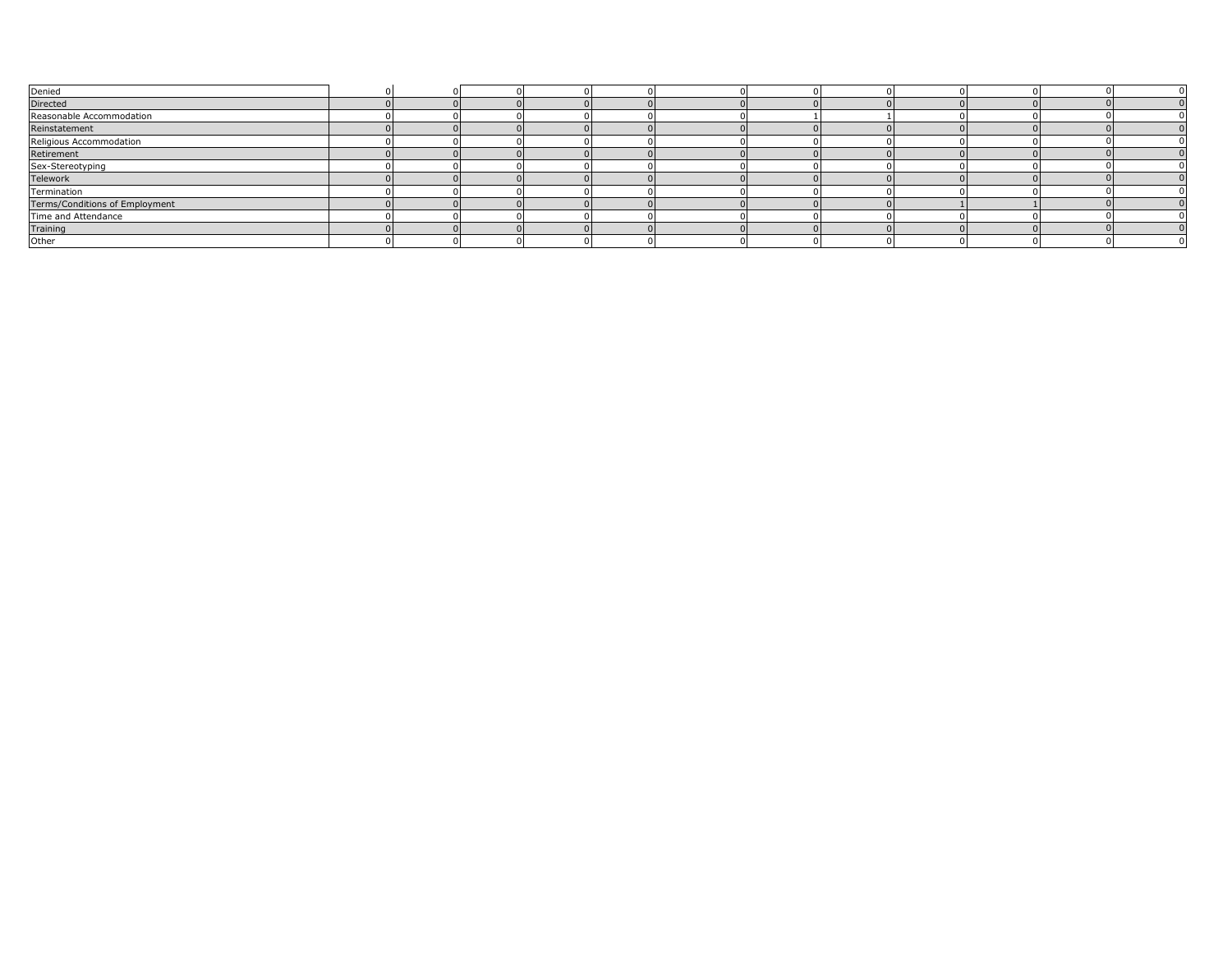| | | | | | | | | | | | | |
|---|---|---|---|---|---|---|---|---|---|---|---|---|
| Denied | 0 | 0 | 0 | 0 | 0 | 0 | 0 | 0 | 0 | 0 | 0 | 0 |
| Directed | 0 | 0 | 0 | 0 | 0 | 0 | 0 | 0 | 0 | 0 | 0 | 0 |
| Reasonable Accommodation | 0 | 0 | 0 | 0 | 0 | 0 | 1 | 1 | 0 | 0 | 0 | 0 |
| Reinstatement | 0 | 0 | 0 | 0 | 0 | 0 | 0 | 0 | 0 | 0 | 0 | 0 |
| Religious Accommodation | 0 | 0 | 0 | 0 | 0 | 0 | 0 | 0 | 0 | 0 | 0 | 0 |
| Retirement | 0 | 0 | 0 | 0 | 0 | 0 | 0 | 0 | 0 | 0 | 0 | 0 |
| Sex-Stereotyping | 0 | 0 | 0 | 0 | 0 | 0 | 0 | 0 | 0 | 0 | 0 | 0 |
| Telework | 0 | 0 | 0 | 0 | 0 | 0 | 0 | 0 | 0 | 0 | 0 | 0 |
| Termination | 0 | 0 | 0 | 0 | 0 | 0 | 0 | 0 | 0 | 0 | 0 | 0 |
| Terms/Conditions of Employment | 0 | 0 | 0 | 0 | 0 | 0 | 0 | 0 | 1 | 1 | 0 | 0 |
| Time and Attendance | 0 | 0 | 0 | 0 | 0 | 0 | 0 | 0 | 0 | 0 | 0 | 0 |
| Training | 0 | 0 | 0 | 0 | 0 | 0 | 0 | 0 | 0 | 0 | 0 | 0 |
| Other | 0 | 0 | 0 | 0 | 0 | 0 | 0 | 0 | 0 | 0 | 0 | 0 |